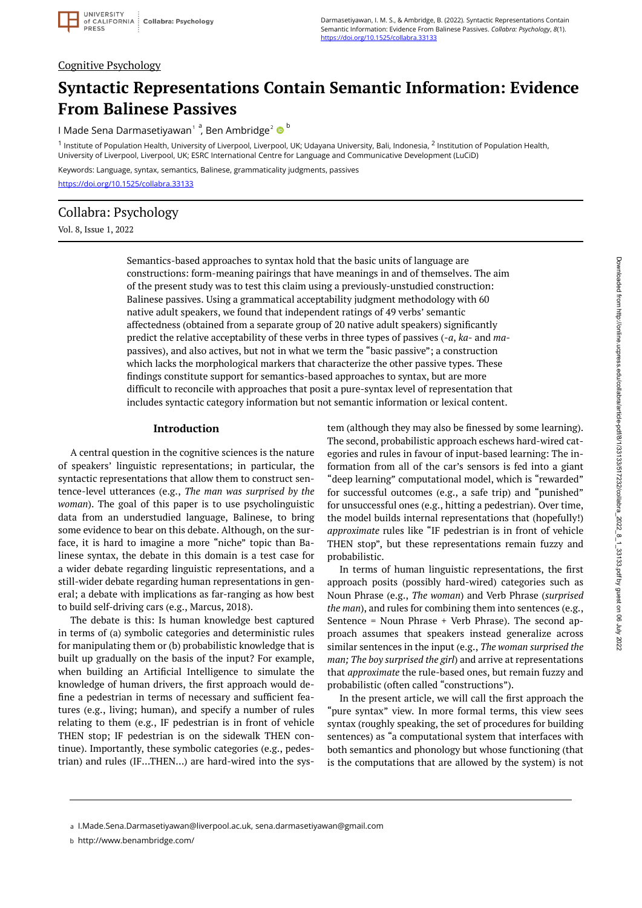Cognitive Psychology

# Syntactic Representations Contain Semantic Information: Evidence From Balinese Passives

I Made Sena Darmasetiyawan[1] [a], Ben Ambridge[2] [b]

[1] Institute of Population Health, University of Liverpool, Liverpool, UK; Udayana University, Bali, Indonesia, [2] Institution of Population Health, University of Liverpool, Liverpool, UK; ESRC International Centre for Language and Communicative Development (LuCiD)

Keywords: Language, syntax, semantics, Balinese, grammaticality judgments, passives

https://doi.org/10.1525/collabra.33133

Collabra: Psychology

Vol. 8, Issue 1, 2022

Semantics-based approaches to syntax hold that the basic units of language are constructions: form-meaning pairings that have meanings in and of themselves. The aim of the present study was to test this claim using a previously-unstudied construction: Balinese passives. Using a grammatical acceptability judgment methodology with 60 native adult speakers, we found that independent ratings of 49 verbs' semantic affectedness (obtained from a separate group of 20 native adult speakers) significantly predict the relative acceptability of these verbs in three types of passives (*-a*, *ka-* and *ma-* passives), and also actives, but not in what we term the "basic passive"; a construction which lacks the morphological markers that characterize the other passive types. These findings constitute support for semantics-based approaches to syntax, but are more difficult to reconcile with approaches that posit a pure-syntax level of representation that includes syntactic category information but not semantic information or lexical content.

## Introduction

A central question in the cognitive sciences is the nature of speakers' linguistic representations; in particular, the syntactic representations that allow them to construct sentence-level utterances (e.g., *The man was surprised by the woman*). The goal of this paper is to use psycholinguistic data from an understudied language, Balinese, to bring some evidence to bear on this debate. Although, on the surface, it is hard to imagine a more "niche" topic than Balinese syntax, the debate in this domain is a test case for a wider debate regarding linguistic representations, and a still-wider debate regarding human representations in general; a debate with implications as far-ranging as how best to build self-driving cars (e.g., Marcus, 2018).

The debate is this: Is human knowledge best captured in terms of (a) symbolic categories and deterministic rules for manipulating them or (b) probabilistic knowledge that is built up gradually on the basis of the input? For example, when building an Artificial Intelligence to simulate the knowledge of human drivers, the first approach would define a pedestrian in terms of necessary and sufficient features (e.g., living; human), and specify a number of rules relating to them (e.g., IF pedestrian is in front of vehicle THEN stop; IF pedestrian is on the sidewalk THEN continue). Importantly, these symbolic categories (e.g., pedestrian) and rules (IF...THEN...) are hard-wired into the system (although they may also be finessed by some learning). The second, probabilistic approach eschews hard-wired categories and rules in favour of input-based learning: The information from all of the car's sensors is fed into a giant "deep learning" computational model, which is "rewarded" for successful outcomes (e.g., a safe trip) and "punished" for unsuccessful ones (e.g., hitting a pedestrian). Over time, the model builds internal representations that (hopefully!) *approximate* rules like "IF pedestrian is in front of vehicle THEN stop", but these representations remain fuzzy and probabilistic.

In terms of human linguistic representations, the first approach posits (possibly hard-wired) categories such as Noun Phrase (e.g., *The woman*) and Verb Phrase (*surprised the man*), and rules for combining them into sentences (e.g., Sentence = Noun Phrase + Verb Phrase). The second approach assumes that speakers instead generalize across similar sentences in the input (e.g., *The woman surprised the man; The boy surprised the girl*) and arrive at representations that *approximate* the rule-based ones, but remain fuzzy and probabilistic (often called "constructions").

In the present article, we will call the first approach the "pure syntax" view. In more formal terms, this view sees syntax (roughly speaking, the set of procedures for building sentences) as "a computational system that interfaces with both semantics and phonology but whose functioning (that is the computations that are allowed by the system) is not

a I.Made.Sena.Darmasetiyawan@liverpool.ac.uk, sena.darmasetiyawan@gmail.com

b http://www.benambridge.com/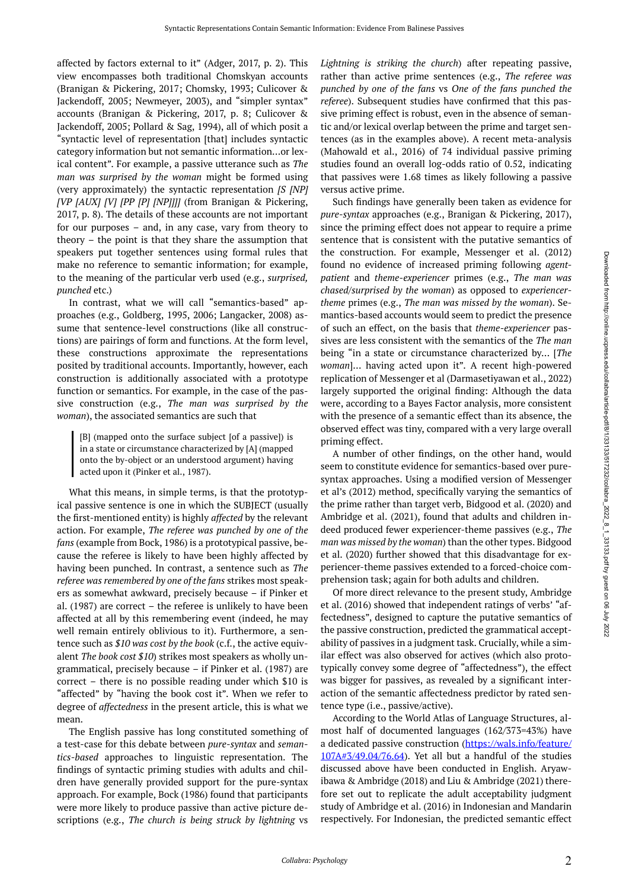affected by factors external to it" (Adger, 2017, p. 2). This view encompasses both traditional Chomskyan accounts (Branigan & Pickering, 2017; Chomsky, 1993; Culicover & Jackendoff, 2005; Newmeyer, 2003), and "simpler syntax" accounts (Branigan & Pickering, 2017, p. 8; Culicover & Jackendoff, 2005; Pollard & Sag, 1994), all of which posit a "syntactic level of representation [that] includes syntactic category information but not semantic information…or lexical content". For example, a passive utterance such as *The man was surprised by the woman* might be formed using (very approximately) the syntactic representation *[S [NP] [VP [AUX] [V] [PP [P] [NP]]]]* (from Branigan & Pickering, 2017, p. 8). The details of these accounts are not important for our purposes – and, in any case, vary from theory to theory – the point is that they share the assumption that speakers put together sentences using formal rules that make no reference to semantic information; for example, to the meaning of the particular verb used (e.g., *surprised, punched* etc.)

In contrast, what we will call "semantics-based" approaches (e.g., Goldberg, 1995, 2006; Langacker, 2008) assume that sentence-level constructions (like all constructions) are pairings of form and functions. At the form level, these constructions approximate the representations posited by traditional accounts. Importantly, however, each construction is additionally associated with a prototype function or semantics. For example, in the case of the passive construction (e.g., *The man was surprised by the woman*), the associated semantics are such that

> [B] (mapped onto the surface subject [of a passive]) is in a state or circumstance characterized by [A] (mapped onto the by-object or an understood argument) having acted upon it (Pinker et al., 1987).

What this means, in simple terms, is that the prototypical passive sentence is one in which the SUBJECT (usually the first-mentioned entity) is highly *affected* by the relevant action. For example, *The referee was punched by one of the fans* (example from Bock, 1986) is a prototypical passive, because the referee is likely to have been highly affected by having been punched. In contrast, a sentence such as *The referee was remembered by one of the fans* strikes most speakers as somewhat awkward, precisely because – if Pinker et al. (1987) are correct – the referee is unlikely to have been affected at all by this remembering event (indeed, he may well remain entirely oblivious to it). Furthermore, a sentence such as *$10 was cost by the book* (c.f., the active equivalent *The book cost $10*) strikes most speakers as wholly ungrammatical, precisely because – if Pinker et al. (1987) are correct – there is no possible reading under which $10 is "affected" by "having the book cost it". When we refer to degree of *affectedness* in the present article, this is what we mean.

The English passive has long constituted something of a test-case for this debate between *pure-syntax* and *semantics-based* approaches to linguistic representation. The findings of syntactic priming studies with adults and children have generally provided support for the pure-syntax approach. For example, Bock (1986) found that participants were more likely to produce passive than active picture descriptions (e.g., *The church is being struck by lightning* vs *Lightning is striking the church*) after repeating passive, rather than active prime sentences (e.g., *The referee was punched by one of the fans* vs *One of the fans punched the referee*). Subsequent studies have confirmed that this passive priming effect is robust, even in the absence of semantic and/or lexical overlap between the prime and target sentences (as in the examples above). A recent meta-analysis (Mahowald et al., 2016) of 74 individual passive priming studies found an overall log-odds ratio of 0.52, indicating that passives were 1.68 times as likely following a passive versus active prime.

Such findings have generally been taken as evidence for *pure-syntax* approaches (e.g., Branigan & Pickering, 2017), since the priming effect does not appear to require a prime sentence that is consistent with the putative semantics of the construction. For example, Messenger et al. (2012) found no evidence of increased priming following *agent-patient* and *theme-experiencer* primes (e.g., *The man was chased/surprised by the woman*) as opposed to *experiencer-theme* primes (e.g., *The man was missed by the woman*). Semantics-based accounts would seem to predict the presence of such an effect, on the basis that *theme-experiencer* passives are less consistent with the semantics of the *The man* being "in a state or circumstance characterized by… [*The woman*]… having acted upon it". A recent high-powered replication of Messenger et al (Darmasetiyawan et al., 2022) largely supported the original finding: Although the data were, according to a Bayes Factor analysis, more consistent with the presence of a semantic effect than its absence, the observed effect was tiny, compared with a very large overall priming effect.

A number of other findings, on the other hand, would seem to constitute evidence for semantics-based over pure-syntax approaches. Using a modified version of Messenger et al's (2012) method, specifically varying the semantics of the prime rather than target verb, Bidgood et al. (2020) and Ambridge et al. (2021), found that adults and children indeed produced fewer experiencer-theme passives (e.g., *The man was missed by the woman*) than the other types. Bidgood et al. (2020) further showed that this disadvantage for experiencer-theme passives extended to a forced-choice comprehension task; again for both adults and children.

Of more direct relevance to the present study, Ambridge et al. (2016) showed that independent ratings of verbs' "affectedness", designed to capture the putative semantics of the passive construction, predicted the grammatical acceptability of passives in a judgment task. Crucially, while a similar effect was also observed for actives (which also prototypically convey some degree of "affectedness"), the effect was bigger for passives, as revealed by a significant interaction of the semantic affectedness predictor by rated sentence type (i.e., passive/active).

According to the World Atlas of Language Structures, almost half of documented languages (162/373=43%) have a dedicated passive construction (https://wals.info/feature/107A#3/49.04/76.64). Yet all but a handful of the studies discussed above have been conducted in English. Aryawibawa & Ambridge (2018) and Liu & Ambridge (2021) therefore set out to replicate the adult acceptability judgment study of Ambridge et al. (2016) in Indonesian and Mandarin respectively. For Indonesian, the predicted semantic effect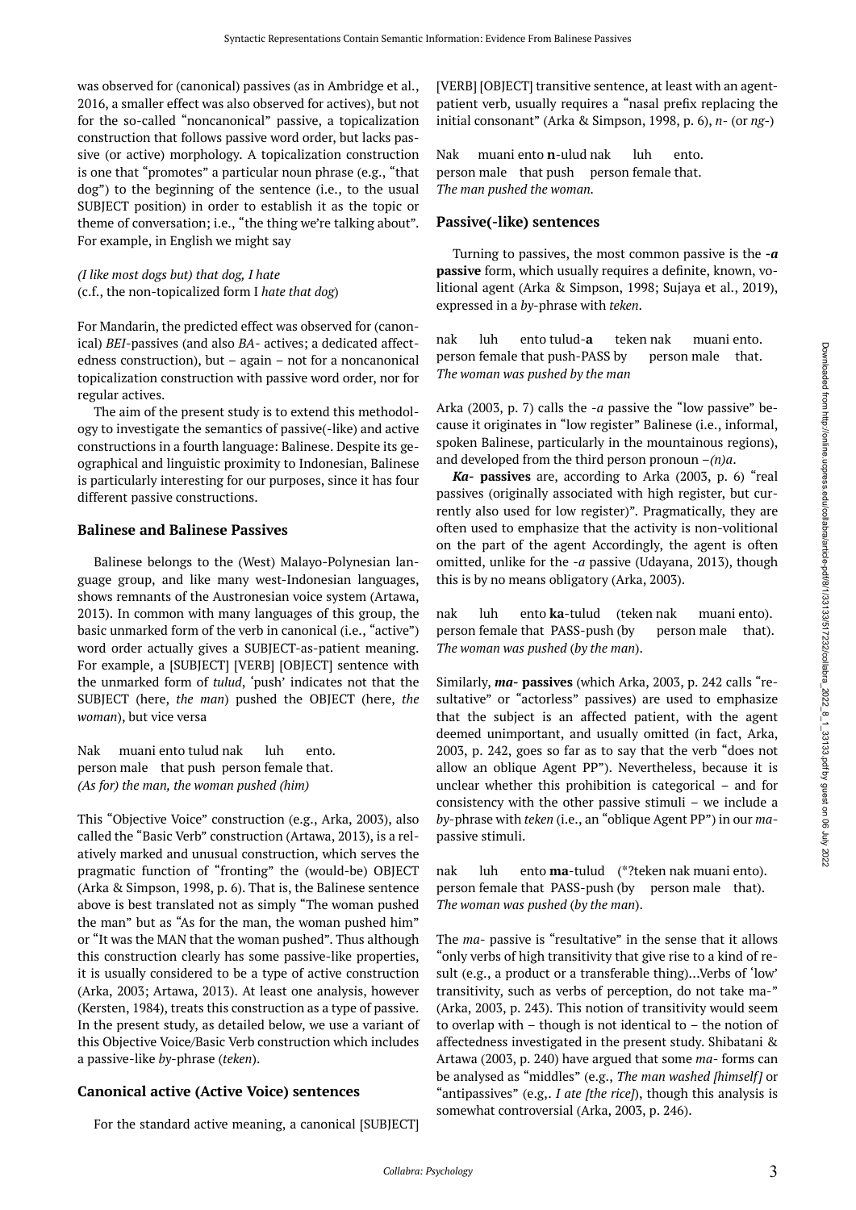was observed for (canonical) passives (as in Ambridge et al., 2016, a smaller effect was also observed for actives), but not for the so-called "noncanonical" passive, a topicalization construction that follows passive word order, but lacks passive (or active) morphology. A topicalization construction is one that "promotes" a particular noun phrase (e.g., "that dog") to the beginning of the sentence (i.e., to the usual SUBJECT position) in order to establish it as the topic or theme of conversation; i.e., "the thing we're talking about". For example, in English we might say

*(I like most dogs but) that dog, I hate*
(c.f., the non-topicalized form I *hate that dog*)

For Mandarin, the predicted effect was observed for (canonical) *BEI*-passives (and also *BA*- actives; a dedicated affectedness construction), but – again – not for a noncanonical topicalization construction with passive word order, nor for regular actives.

The aim of the present study is to extend this methodology to investigate the semantics of passive(-like) and active constructions in a fourth language: Balinese. Despite its geographical and linguistic proximity to Indonesian, Balinese is particularly interesting for our purposes, since it has four different passive constructions.

### Balinese and Balinese Passives

Balinese belongs to the (West) Malayo-Polynesian language group, and like many west-Indonesian languages, shows remnants of the Austronesian voice system (Artawa, 2013). In common with many languages of this group, the basic unmarked form of the verb in canonical (i.e., "active") word order actually gives a SUBJECT-as-patient meaning. For example, a [SUBJECT] [VERB] [OBJECT] sentence with the unmarked form of *tulud*, 'push' indicates not that the SUBJECT (here, *the man*) pushed the OBJECT (here, *the woman*), but vice versa

Nak muani ento tulud nak luh ento.
person male that push person female that.
*(As for) the man, the woman pushed (him)*

This "Objective Voice" construction (e.g., Arka, 2003), also called the "Basic Verb" construction (Artawa, 2013), is a relatively marked and unusual construction, which serves the pragmatic function of "fronting" the (would-be) OBJECT (Arka & Simpson, 1998, p. 6). That is, the Balinese sentence above is best translated not as simply "The woman pushed the man" but as "As for the man, the woman pushed him" or "It was the MAN that the woman pushed". Thus although this construction clearly has some passive-like properties, it is usually considered to be a type of active construction (Arka, 2003; Artawa, 2013). At least one analysis, however (Kersten, 1984), treats this construction as a type of passive. In the present study, as detailed below, we use a variant of this Objective Voice/Basic Verb construction which includes a passive-like *by*-phrase (*teken*).

### Canonical active (Active Voice) sentences

For the standard active meaning, a canonical [SUBJECT] [VERB] [OBJECT] transitive sentence, at least with an agent-patient verb, usually requires a "nasal prefix replacing the initial consonant" (Arka & Simpson, 1998, p. 6), *n*- (or *ng*-)

Nak muani ento **n**-ulud nak luh ento.
person male that push person female that.
*The man pushed the woman.*

### Passive(-like) sentences

Turning to passives, the most common passive is the ***-a* passive** form, which usually requires a definite, known, volitional agent (Arka & Simpson, 1998; Sujaya et al., 2019), expressed in a *by*-phrase with *teken*.

nak luh ento tulud-**a** teken nak muani ento.
person female that push-PASS by person male that.
*The woman was pushed by the man*

Arka (2003, p. 7) calls the *-a* passive the "low passive" because it originates in "low register" Balinese (i.e., informal, spoken Balinese, particularly in the mountainous regions), and developed from the third person pronoun *–(n)a*.

***Ka-* passives** are, according to Arka (2003, p. 6) "real passives (originally associated with high register, but currently also used for low register)". Pragmatically, they are often used to emphasize that the activity is non-volitional on the part of the agent Accordingly, the agent is often omitted, unlike for the *-a* passive (Udayana, 2013), though this is by no means obligatory (Arka, 2003).

nak luh ento **ka**-tulud (teken nak muani ento).
person female that PASS-push (by person male that).
*The woman was pushed (by the man).*

Similarly, ***ma-* passives** (which Arka, 2003, p. 242 calls "resultative" or "actorless" passives) are used to emphasize that the subject is an affected patient, with the agent deemed unimportant, and usually omitted (in fact, Arka, 2003, p. 242, goes so far as to say that the verb "does not allow an oblique Agent PP"). Nevertheless, because it is unclear whether this prohibition is categorical – and for consistency with the other passive stimuli – we include a *by*-phrase with *teken* (i.e., an "oblique Agent PP") in our *ma*-passive stimuli.

nak luh ento **ma**-tulud (*?teken nak muani ento).
person female that PASS-push (by person male that).
*The woman was pushed (by the man).*

The *ma-* passive is "resultative" in the sense that it allows "only verbs of high transitivity that give rise to a kind of result (e.g., a product or a transferable thing)...Verbs of 'low' transitivity, such as verbs of perception, do not take ma-" (Arka, 2003, p. 243). This notion of transitivity would seem to overlap with – though is not identical to – the notion of affectedness investigated in the present study. Shibatani & Artawa (2003, p. 240) have argued that some *ma-* forms can be analysed as "middles" (e.g., *The man washed [himself]* or "antipassives" (e.g,. *I ate [the rice]*), though this analysis is somewhat controversial (Arka, 2003, p. 246).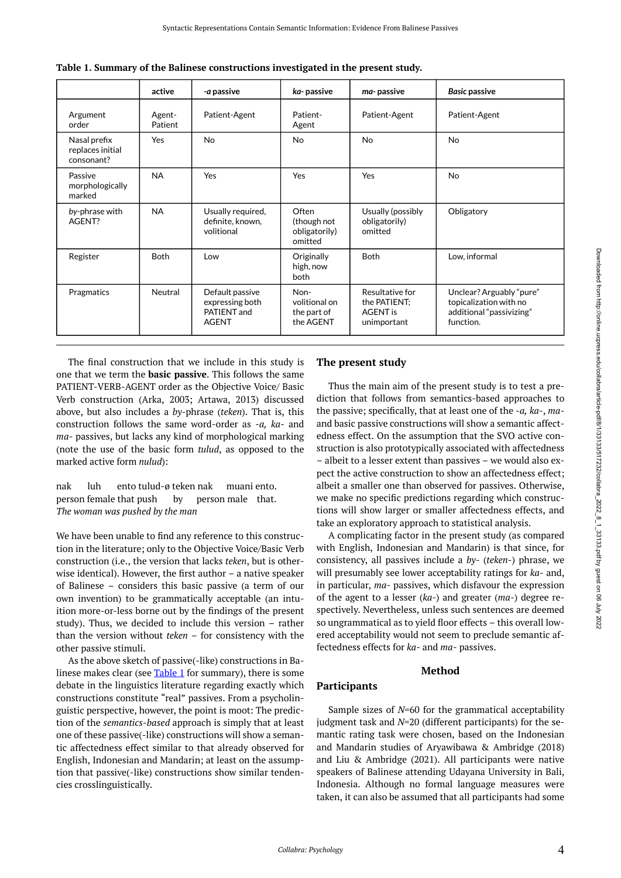**Table 1. Summary of the Balinese constructions investigated in the present study.**

| | active | *-a* passive | *ka-* passive | *ma-* passive | *Basic* passive |
|---|---|---|---|---|---|
| Argument order | Agent-Patient | Patient-Agent | Patient-Agent | Patient-Agent | Patient-Agent |
| Nasal prefix replaces initial consonant? | Yes | No | No | No | No |
| Passive morphologically marked | NA | Yes | Yes | Yes | No |
| *by*-phrase with AGENT? | NA | Usually required, definite, known, volitional | Often (though not obligatorily) omitted | Usually (possibly obligatorily) omitted | Obligatory |
| Register | Both | Low | Originally high, now both | Both | Low, informal |
| Pragmatics | Neutral | Default passive expressing both PATIENT and AGENT | Non-volitional on the part of the AGENT | Resultative for the PATIENT; AGENT is unimportant | Unclear? Arguably "pure" topicalization with no additional "passivizing" function. |

The final construction that we include in this study is one that we term the **basic passive**. This follows the same PATIENT-VERB-AGENT order as the Objective Voice/ Basic Verb construction (Arka, 2003; Artawa, 2013) discussed above, but also includes a *by*-phrase (*teken*). That is, this construction follows the same word-order as *-a, ka-* and *ma-* passives, but lacks any kind of morphological marking (note the use of the basic form *tulud*, as opposed to the marked active form *nulud*):

nak luh ento tulud-ø teken nak muani ento.
person female that push by person male that.
*The woman was pushed by the man*

We have been unable to find any reference to this construction in the literature; only to the Objective Voice/Basic Verb construction (i.e., the version that lacks *teken*, but is otherwise identical). However, the first author – a native speaker of Balinese – considers this basic passive (a term of our own invention) to be grammatically acceptable (an intuition more-or-less borne out by the findings of the present study). Thus, we decided to include this version – rather than the version without *teken* – for consistency with the other passive stimuli.

As the above sketch of passive(-like) constructions in Balinese makes clear (see Table 1 for summary), there is some debate in the linguistics literature regarding exactly which constructions constitute "real" passives. From a psycholinguistic perspective, however, the point is moot: The prediction of the *semantics-based* approach is simply that at least one of these passive(-like) constructions will show a semantic affectedness effect similar to that already observed for English, Indonesian and Mandarin; at least on the assumption that passive(-like) constructions show similar tendencies crosslinguistically.

## The present study

Thus the main aim of the present study is to test a prediction that follows from semantics-based approaches to the passive; specifically, that at least one of the *-a, ka-*, *ma-* and basic passive constructions will show a semantic affectedness effect. On the assumption that the SVO active construction is also prototypically associated with affectedness – albeit to a lesser extent than passives – we would also expect the active construction to show an affectedness effect; albeit a smaller one than observed for passives. Otherwise, we make no specific predictions regarding which constructions will show larger or smaller affectedness effects, and take an exploratory approach to statistical analysis.

A complicating factor in the present study (as compared with English, Indonesian and Mandarin) is that since, for consistency, all passives include a *by-* (*teken-*) phrase, we will presumably see lower acceptability ratings for *ka-* and, in particular, *ma-* passives, which disfavour the expression of the agent to a lesser (*ka-*) and greater (*ma-*) degree respectively. Nevertheless, unless such sentences are deemed so ungrammatical as to yield floor effects – this overall lowered acceptability would not seem to preclude semantic affectedness effects for *ka-* and *ma-* passives.

# Method

## Participants

Sample sizes of *N*=60 for the grammatical acceptability judgment task and *N*=20 (different participants) for the semantic rating task were chosen, based on the Indonesian and Mandarin studies of Aryawibawa & Ambridge (2018) and Liu & Ambridge (2021). All participants were native speakers of Balinese attending Udayana University in Bali, Indonesia. Although no formal language measures were taken, it can also be assumed that all participants had some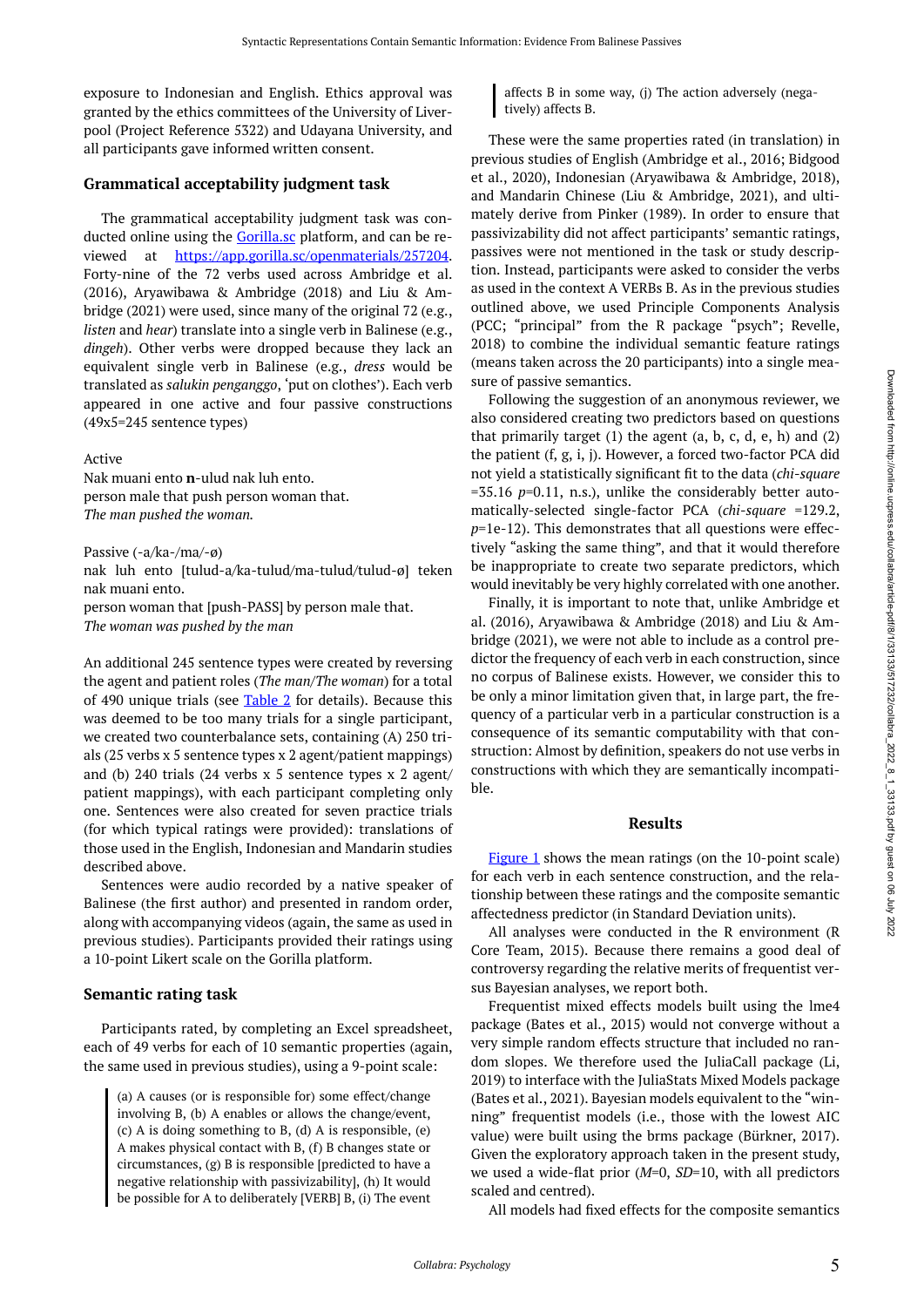exposure to Indonesian and English. Ethics approval was granted by the ethics committees of the University of Liverpool (Project Reference 5322) and Udayana University, and all participants gave informed written consent.

### Grammatical acceptability judgment task

The grammatical acceptability judgment task was conducted online using the Gorilla.sc platform, and can be reviewed at https://app.gorilla.sc/openmaterials/257204. Forty-nine of the 72 verbs used across Ambridge et al. (2016), Aryawibawa & Ambridge (2018) and Liu & Ambridge (2021) were used, since many of the original 72 (e.g., *listen* and *hear*) translate into a single verb in Balinese (e.g., *dingeh*). Other verbs were dropped because they lack an equivalent single verb in Balinese (e.g., *dress* would be translated as *salukin penganggo*, 'put on clothes'). Each verb appeared in one active and four passive constructions (49x5=245 sentence types)

Active
Nak muani ento **n**-ulud nak luh ento.
person male that push person woman that.
*The man pushed the woman.*

Passive (-a/ka-/ma-/-ø)
nak luh ento [tulud-a/ka-tulud/ma-tulud/tulud-ø] teken nak muani ento.
person woman that [push-PASS] by person male that.
*The woman was pushed by the man*

An additional 245 sentence types were created by reversing the agent and patient roles (*The man*/*The woman*) for a total of 490 unique trials (see Table 2 for details). Because this was deemed to be too many trials for a single participant, we created two counterbalance sets, containing (A) 250 trials (25 verbs x 5 sentence types x 2 agent/patient mappings) and (b) 240 trials (24 verbs x 5 sentence types x 2 agent/patient mappings), with each participant completing only one. Sentences were also created for seven practice trials (for which typical ratings were provided): translations of those used in the English, Indonesian and Mandarin studies described above.

Sentences were audio recorded by a native speaker of Balinese (the first author) and presented in random order, along with accompanying videos (again, the same as used in previous studies). Participants provided their ratings using a 10-point Likert scale on the Gorilla platform.

### Semantic rating task

Participants rated, by completing an Excel spreadsheet, each of 49 verbs for each of 10 semantic properties (again, the same used in previous studies), using a 9-point scale:

> (a) A causes (or is responsible for) some effect/change involving B, (b) A enables or allows the change/event, (c) A is doing something to B, (d) A is responsible, (e) A makes physical contact with B, (f) B changes state or circumstances, (g) B is responsible [predicted to have a negative relationship with passivizability], (h) It would be possible for A to deliberately [VERB] B, (i) The event affects B in some way, (j) The action adversely (negatively) affects B.

These were the same properties rated (in translation) in previous studies of English (Ambridge et al., 2016; Bidgood et al., 2020), Indonesian (Aryawibawa & Ambridge, 2018), and Mandarin Chinese (Liu & Ambridge, 2021), and ultimately derive from Pinker (1989). In order to ensure that passivizability did not affect participants' semantic ratings, passives were not mentioned in the task or study description. Instead, participants were asked to consider the verbs as used in the context A VERBs B. As in the previous studies outlined above, we used Principle Components Analysis (PCC; "principal" from the R package "psych"; Revelle, 2018) to combine the individual semantic feature ratings (means taken across the 20 participants) into a single measure of passive semantics.

Following the suggestion of an anonymous reviewer, we also considered creating two predictors based on questions that primarily target (1) the agent (a, b, c, d, e, h) and (2) the patient (f, g, i, j). However, a forced two-factor PCA did not yield a statistically significant fit to the data (*chi-square* =35.16 *p*=0.11, n.s.), unlike the considerably better automatically-selected single-factor PCA (*chi-square* =129.2, *p*=1e-12). This demonstrates that all questions were effectively "asking the same thing", and that it would therefore be inappropriate to create two separate predictors, which would inevitably be very highly correlated with one another.

Finally, it is important to note that, unlike Ambridge et al. (2016), Aryawibawa & Ambridge (2018) and Liu & Ambridge (2021), we were not able to include as a control predictor the frequency of each verb in each construction, since no corpus of Balinese exists. However, we consider this to be only a minor limitation given that, in large part, the frequency of a particular verb in a particular construction is a consequence of its semantic computability with that construction: Almost by definition, speakers do not use verbs in constructions with which they are semantically incompatible.

## Results

Figure 1 shows the mean ratings (on the 10-point scale) for each verb in each sentence construction, and the relationship between these ratings and the composite semantic affectedness predictor (in Standard Deviation units).

All analyses were conducted in the R environment (R Core Team, 2015). Because there remains a good deal of controversy regarding the relative merits of frequentist versus Bayesian analyses, we report both.

Frequentist mixed effects models built using the lme4 package (Bates et al., 2015) would not converge without a very simple random effects structure that included no random slopes. We therefore used the JuliaCall package (Li, 2019) to interface with the JuliaStats Mixed Models package (Bates et al., 2021). Bayesian models equivalent to the "winning" frequentist models (i.e., those with the lowest AIC value) were built using the brms package (Bürkner, 2017). Given the exploratory approach taken in the present study, we used a wide-flat prior (*M*=0, *SD*=10, with all predictors scaled and centred).

All models had fixed effects for the composite semantics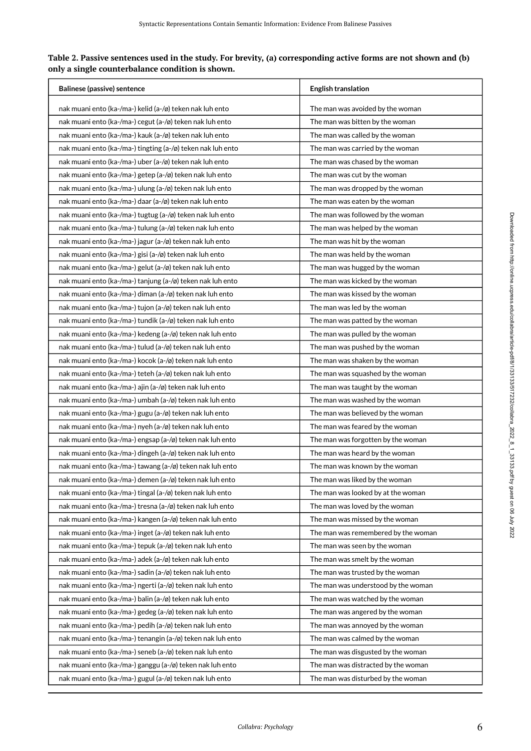**Table 2. Passive sentences used in the study. For brevity, (a) corresponding active forms are not shown and (b) only a single counterbalance condition is shown.**

| Balinese (passive) sentence | English translation |
|---|---|
| nak muani ento (ka-/ma-) kelid (a-/ø) teken nak luh ento | The man was avoided by the woman |
| nak muani ento (ka-/ma-) cegut (a-/ø) teken nak luh ento | The man was bitten by the woman |
| nak muani ento (ka-/ma-) kauk (a-/ø) teken nak luh ento | The man was called by the woman |
| nak muani ento (ka-/ma-) tingting (a-/ø) teken nak luh ento | The man was carried by the woman |
| nak muani ento (ka-/ma-) uber (a-/ø) teken nak luh ento | The man was chased by the woman |
| nak muani ento (ka-/ma-) getep (a-/ø) teken nak luh ento | The man was cut by the woman |
| nak muani ento (ka-/ma-) ulung (a-/ø) teken nak luh ento | The man was dropped by the woman |
| nak muani ento (ka-/ma-) daar (a-/ø) teken nak luh ento | The man was eaten by the woman |
| nak muani ento (ka-/ma-) tugtug (a-/ø) teken nak luh ento | The man was followed by the woman |
| nak muani ento (ka-/ma-) tulung (a-/ø) teken nak luh ento | The man was helped by the woman |
| nak muani ento (ka-/ma-) jagur (a-/ø) teken nak luh ento | The man was hit by the woman |
| nak muani ento (ka-/ma-) gisi (a-/ø) teken nak luh ento | The man was held by the woman |
| nak muani ento (ka-/ma-) gelut (a-/ø) teken nak luh ento | The man was hugged by the woman |
| nak muani ento (ka-/ma-) tanjung (a-/ø) teken nak luh ento | The man was kicked by the woman |
| nak muani ento (ka-/ma-) diman (a-/ø) teken nak luh ento | The man was kissed by the woman |
| nak muani ento (ka-/ma-) tujon (a-/ø) teken nak luh ento | The man was led by the woman |
| nak muani ento (ka-/ma-) tundik (a-/ø) teken nak luh ento | The man was patted by the woman |
| nak muani ento (ka-/ma-) kedeng (a-/ø) teken nak luh ento | The man was pulled by the woman |
| nak muani ento (ka-/ma-) tulud (a-/ø) teken nak luh ento | The man was pushed by the woman |
| nak muani ento (ka-/ma-) kocok (a-/ø) teken nak luh ento | The man was shaken by the woman |
| nak muani ento (ka-/ma-) teteh (a-/ø) teken nak luh ento | The man was squashed by the woman |
| nak muani ento (ka-/ma-) ajin (a-/ø) teken nak luh ento | The man was taught by the woman |
| nak muani ento (ka-/ma-) umbah (a-/ø) teken nak luh ento | The man was washed by the woman |
| nak muani ento (ka-/ma-) gugu (a-/ø) teken nak luh ento | The man was believed by the woman |
| nak muani ento (ka-/ma-) nyeh (a-/ø) teken nak luh ento | The man was feared by the woman |
| nak muani ento (ka-/ma-) engsap (a-/ø) teken nak luh ento | The man was forgotten by the woman |
| nak muani ento (ka-/ma-) dingeh (a-/ø) teken nak luh ento | The man was heard by the woman |
| nak muani ento (ka-/ma-) tawang (a-/ø) teken nak luh ento | The man was known by the woman |
| nak muani ento (ka-/ma-) demen (a-/ø) teken nak luh ento | The man was liked by the woman |
| nak muani ento (ka-/ma-) tingal (a-/ø) teken nak luh ento | The man was looked by at the woman |
| nak muani ento (ka-/ma-) tresna (a-/ø) teken nak luh ento | The man was loved by the woman |
| nak muani ento (ka-/ma-) kangen (a-/ø) teken nak luh ento | The man was missed by the woman |
| nak muani ento (ka-/ma-) inget (a-/ø) teken nak luh ento | The man was remembered by the woman |
| nak muani ento (ka-/ma-) tepuk (a-/ø) teken nak luh ento | The man was seen by the woman |
| nak muani ento (ka-/ma-) adek (a-/ø) teken nak luh ento | The man was smelt by the woman |
| nak muani ento (ka-/ma-) sadin (a-/ø) teken nak luh ento | The man was trusted by the woman |
| nak muani ento (ka-/ma-) ngerti (a-/ø) teken nak luh ento | The man was understood by the woman |
| nak muani ento (ka-/ma-) balin (a-/ø) teken nak luh ento | The man was watched by the woman |
| nak muani ento (ka-/ma-) gedeg (a-/ø) teken nak luh ento | The man was angered by the woman |
| nak muani ento (ka-/ma-) pedih (a-/ø) teken nak luh ento | The man was annoyed by the woman |
| nak muani ento (ka-/ma-) tenangin (a-/ø) teken nak luh ento | The man was calmed by the woman |
| nak muani ento (ka-/ma-) seneb (a-/ø) teken nak luh ento | The man was disgusted by the woman |
| nak muani ento (ka-/ma-) ganggu (a-/ø) teken nak luh ento | The man was distracted by the woman |
| nak muani ento (ka-/ma-) gugul (a-/ø) teken nak luh ento | The man was disturbed by the woman |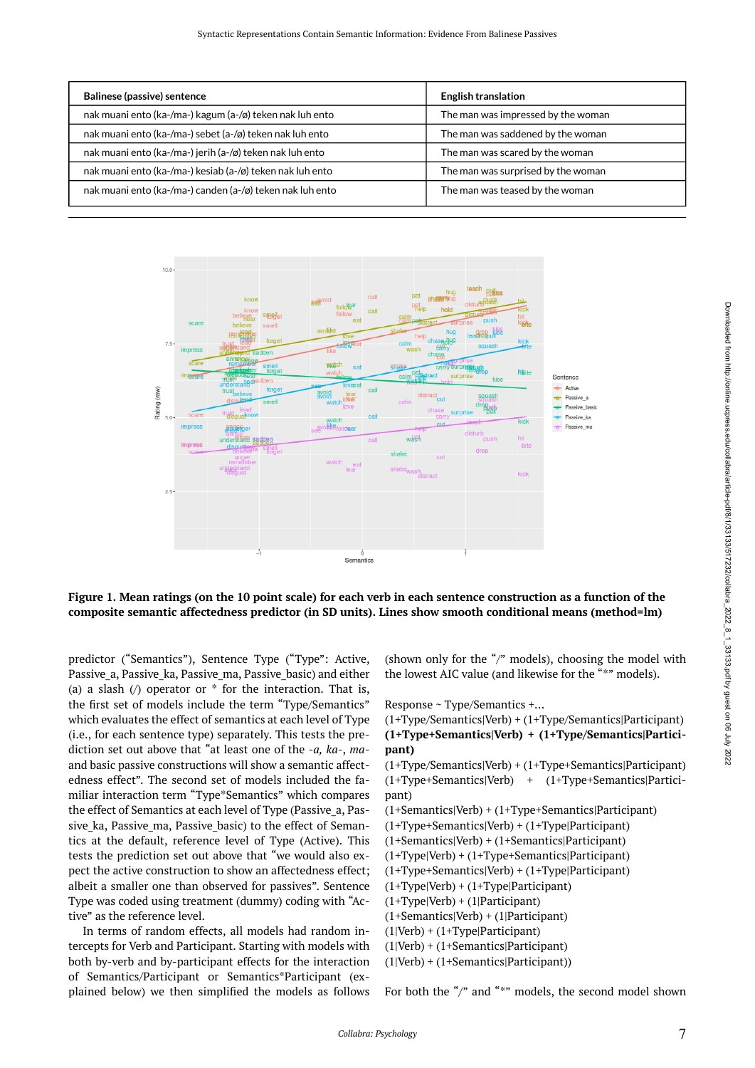| Balinese (passive) sentence | English translation |
|---|---|
| nak muani ento (ka-/ma-) kagum (a-/ø) teken nak luh ento | The man was impressed by the woman |
| nak muani ento (ka-/ma-) sebet (a-/ø) teken nak luh ento | The man was saddened by the woman |
| nak muani ento (ka-/ma-) jerih (a-/ø) teken nak luh ento | The man was scared by the woman |
| nak muani ento (ka-/ma-) kesiab (a-/ø) teken nak luh ento | The man was surprised by the woman |
| nak muani ento (ka-/ma-) canden (a-/ø) teken nak luh ento | The man was teased by the woman |

**Figure 1. Mean ratings (on the 10 point scale) for each verb in each sentence construction as a function of the composite semantic affectedness predictor (in SD units). Lines show smooth conditional means (method=lm)**

predictor ("Semantics"), Sentence Type ("Type": Active, Passive_a, Passive_ka, Passive_ma, Passive_basic) and either (a) a slash (/) operator or * for the interaction. That is, the first set of models include the term "Type/Semantics" which evaluates the effect of semantics at each level of Type (i.e., for each sentence type) separately. This tests the prediction set out above that "at least one of the *-a, ka-, ma-* and basic passive constructions will show a semantic affectedness effect". The second set of models included the familiar interaction term "Type*Semantics" which compares the effect of Semantics at each level of Type (Passive_a, Passive_ka, Passive_ma, Passive_basic) to the effect of Semantics at the default, reference level of Type (Active). This tests the prediction set out above that "we would also expect the active construction to show an affectedness effect; albeit a smaller one than observed for passives". Sentence Type was coded using treatment (dummy) coding with "Active" as the reference level.

In terms of random effects, all models had random intercepts for Verb and Participant. Starting with models with both by-verb and by-participant effects for the interaction of Semantics/Participant or Semantics*Participant (explained below) we then simplified the models as follows (shown only for the "/" models), choosing the model with the lowest AIC value (and likewise for the "*" models).

Response ~ Type/Semantics +...
(1+Type/Semantics|Verb) + (1+Type/Semantics|Participant)
**(1+Type+Semantics|Verb) + (1+Type/Semantics|Participant)**
(1+Type/Semantics|Verb) + (1+Type+Semantics|Participant)
(1+Type+Semantics|Verb) + (1+Type+Semantics|Participant)
(1+Semantics|Verb) + (1+Type+Semantics|Participant)
(1+Type+Semantics|Verb) + (1+Type|Participant)
(1+Semantics|Verb) + (1+Semantics|Participant)
(1+Type|Verb) + (1+Type+Semantics|Participant)
(1+Type+Semantics|Verb) + (1+Type|Participant)
(1+Type|Verb) + (1+Type|Participant)
(1+Type|Verb) + (1|Participant)
(1+Semantics|Verb) + (1|Participant)
(1|Verb) + (1+Type|Participant)
(1|Verb) + (1+Semantics|Participant)
(1|Verb) + (1+Semantics|Participant))

For both the "/" and "*" models, the second model shown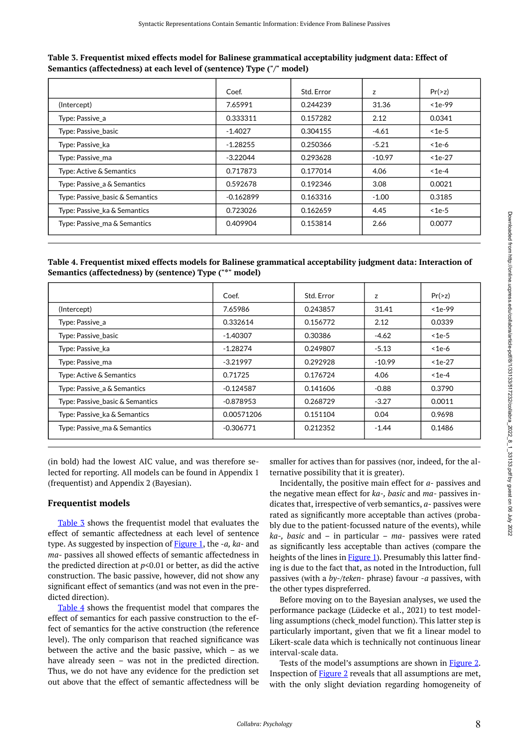**Table 3. Frequentist mixed effects model for Balinese grammatical acceptability judgment data: Effect of Semantics (affectedness) at each level of (sentence) Type ("/" model)**

| | Coef. | Std. Error | z | Pr(>z) |
|---|---|---|---|---|
| (Intercept) | 7.65991 | 0.244239 | 31.36 | <1e-99 |
| Type: Passive_a | 0.333311 | 0.157282 | 2.12 | 0.0341 |
| Type: Passive_basic | -1.4027 | 0.304155 | -4.61 | <1e-5 |
| Type: Passive_ka | -1.28255 | 0.250366 | -5.21 | <1e-6 |
| Type: Passive_ma | -3.22044 | 0.293628 | -10.97 | <1e-27 |
| Type: Active & Semantics | 0.717873 | 0.177014 | 4.06 | <1e-4 |
| Type: Passive_a & Semantics | 0.592678 | 0.192346 | 3.08 | 0.0021 |
| Type: Passive_basic & Semantics | -0.162899 | 0.163316 | -1.00 | 0.3185 |
| Type: Passive_ka & Semantics | 0.723026 | 0.162659 | 4.45 | <1e-5 |
| Type: Passive_ma & Semantics | 0.409904 | 0.153814 | 2.66 | 0.0077 |

**Table 4. Frequentist mixed effects models for Balinese grammatical acceptability judgment data: Interaction of Semantics (affectedness) by (sentence) Type ("*" model)**

| | Coef. | Std. Error | z | Pr(>z) |
|---|---|---|---|---|
| (Intercept) | 7.65986 | 0.243857 | 31.41 | <1e-99 |
| Type: Passive_a | 0.332614 | 0.156772 | 2.12 | 0.0339 |
| Type: Passive_basic | -1.40307 | 0.30386 | -4.62 | <1e-5 |
| Type: Passive_ka | -1.28274 | 0.249807 | -5.13 | <1e-6 |
| Type: Passive_ma | -3.21997 | 0.292928 | -10.99 | <1e-27 |
| Type: Active & Semantics | 0.71725 | 0.176724 | 4.06 | <1e-4 |
| Type: Passive_a & Semantics | -0.124587 | 0.141606 | -0.88 | 0.3790 |
| Type: Passive_basic & Semantics | -0.878953 | 0.268729 | -3.27 | 0.0011 |
| Type: Passive_ka & Semantics | 0.00571206 | 0.151104 | 0.04 | 0.9698 |
| Type: Passive_ma & Semantics | -0.306771 | 0.212352 | -1.44 | 0.1486 |

(in bold) had the lowest AIC value, and was therefore selected for reporting. All models can be found in Appendix 1 (frequentist) and Appendix 2 (Bayesian).

## Frequentist models

Table 3 shows the frequentist model that evaluates the effect of semantic affectedness at each level of sentence type. As suggested by inspection of Figure 1, the *-a, ka-* and *ma-* passives all showed effects of semantic affectedness in the predicted direction at $p<0.01$ or better, as did the active construction. The basic passive, however, did not show any significant effect of semantics (and was not even in the predicted direction).

Table 4 shows the frequentist model that compares the effect of semantics for each passive construction to the effect of semantics for the active construction (the reference level). The only comparison that reached significance was between the active and the basic passive, which – as we have already seen – was not in the predicted direction. Thus, we do not have any evidence for the prediction set out above that the effect of semantic affectedness will be smaller for actives than for passives (nor, indeed, for the alternative possibility that it is greater).

Incidentally, the positive main effect for *a-* passives and the negative mean effect for *ka-, basic* and *ma-* passives indicates that, irrespective of verb semantics, *a-* passives were rated as significantly more acceptable than actives (probably due to the patient-focussed nature of the events), while *ka-, basic* and – in particular – *ma-* passives were rated as significantly less acceptable than actives (compare the heights of the lines in Figure 1). Presumably this latter finding is due to the fact that, as noted in the Introduction, full passives (with a *by-/teken-* phrase) favour *-a* passives, with the other types dispreferred.

Before moving on to the Bayesian analyses, we used the performance package (Lüdecke et al., 2021) to test modelling assumptions (check_model function). This latter step is particularly important, given that we fit a linear model to Likert-scale data which is technically not continuous linear interval-scale data.

Tests of the model's assumptions are shown in Figure 2. Inspection of Figure 2 reveals that all assumptions are met, with the only slight deviation regarding homogeneity of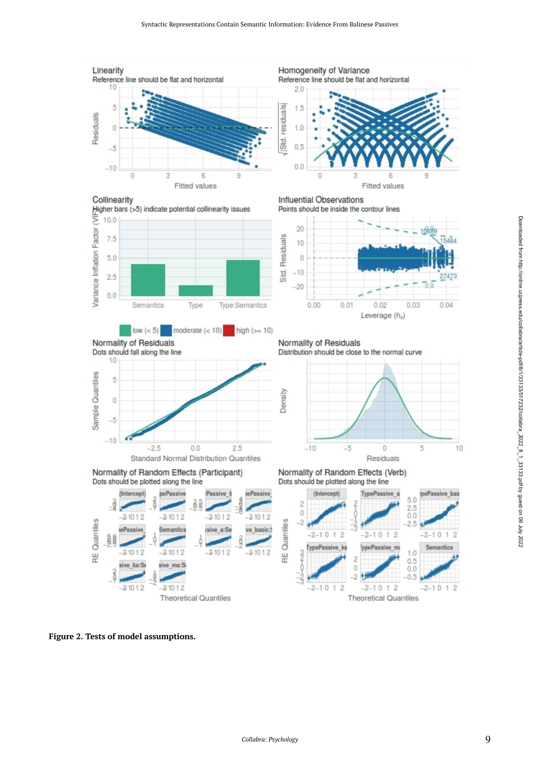**Figure 2. Tests of model assumptions.**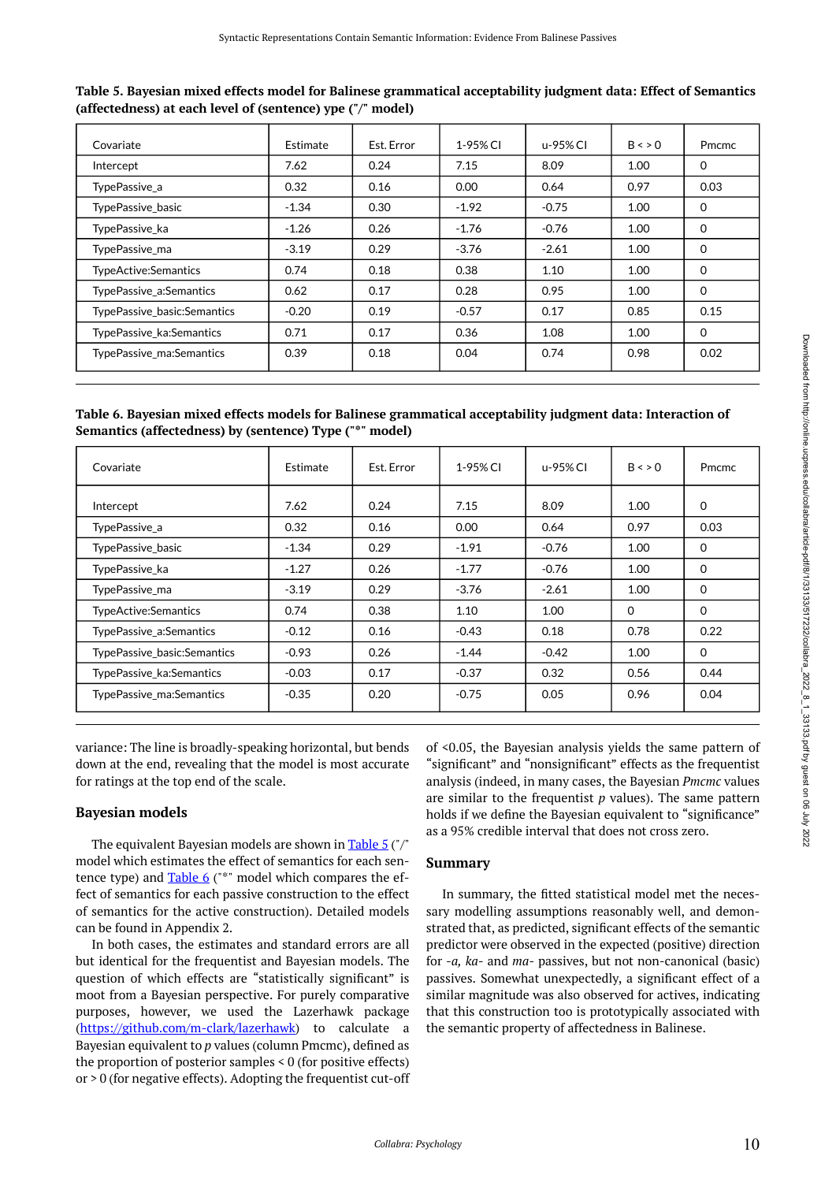**Table 5. Bayesian mixed effects model for Balinese grammatical acceptability judgment data: Effect of Semantics (affectedness) at each level of (sentence) ype ("/" model)**

| Covariate | Estimate | Est. Error | l-95% CI | u-95% CI | B < > 0 | Pmcmc |
|---|---|---|---|---|---|---|
| Intercept | 7.62 | 0.24 | 7.15 | 8.09 | 1.00 | 0 |
| TypePassive_a | 0.32 | 0.16 | 0.00 | 0.64 | 0.97 | 0.03 |
| TypePassive_basic | -1.34 | 0.30 | -1.92 | -0.75 | 1.00 | 0 |
| TypePassive_ka | -1.26 | 0.26 | -1.76 | -0.76 | 1.00 | 0 |
| TypePassive_ma | -3.19 | 0.29 | -3.76 | -2.61 | 1.00 | 0 |
| TypeActive:Semantics | 0.74 | 0.18 | 0.38 | 1.10 | 1.00 | 0 |
| TypePassive_a:Semantics | 0.62 | 0.17 | 0.28 | 0.95 | 1.00 | 0 |
| TypePassive_basic:Semantics | -0.20 | 0.19 | -0.57 | 0.17 | 0.85 | 0.15 |
| TypePassive_ka:Semantics | 0.71 | 0.17 | 0.36 | 1.08 | 1.00 | 0 |
| TypePassive_ma:Semantics | 0.39 | 0.18 | 0.04 | 0.74 | 0.98 | 0.02 |

**Table 6. Bayesian mixed effects models for Balinese grammatical acceptability judgment data: Interaction of Semantics (affectedness) by (sentence) Type ("*" model)**

| Covariate | Estimate | Est. Error | l-95% CI | u-95% CI | B < > 0 | Pmcmc |
|---|---|---|---|---|---|---|
| Intercept | 7.62 | 0.24 | 7.15 | 8.09 | 1.00 | 0 |
| TypePassive_a | 0.32 | 0.16 | 0.00 | 0.64 | 0.97 | 0.03 |
| TypePassive_basic | -1.34 | 0.29 | -1.91 | -0.76 | 1.00 | 0 |
| TypePassive_ka | -1.27 | 0.26 | -1.77 | -0.76 | 1.00 | 0 |
| TypePassive_ma | -3.19 | 0.29 | -3.76 | -2.61 | 1.00 | 0 |
| TypeActive:Semantics | 0.74 | 0.38 | 1.10 | 1.00 | 0 | 0 |
| TypePassive_a:Semantics | -0.12 | 0.16 | -0.43 | 0.18 | 0.78 | 0.22 |
| TypePassive_basic:Semantics | -0.93 | 0.26 | -1.44 | -0.42 | 1.00 | 0 |
| TypePassive_ka:Semantics | -0.03 | 0.17 | -0.37 | 0.32 | 0.56 | 0.44 |
| TypePassive_ma:Semantics | -0.35 | 0.20 | -0.75 | 0.05 | 0.96 | 0.04 |

variance: The line is broadly-speaking horizontal, but bends down at the end, revealing that the model is most accurate for ratings at the top end of the scale.

## Bayesian models

The equivalent Bayesian models are shown in Table 5 ("/" model which estimates the effect of semantics for each sentence type) and Table 6 ("*" model which compares the effect of semantics for each passive construction to the effect of semantics for the active construction). Detailed models can be found in Appendix 2.

In both cases, the estimates and standard errors are all but identical for the frequentist and Bayesian models. The question of which effects are "statistically significant" is moot from a Bayesian perspective. For purely comparative purposes, however, we used the Lazerhawk package (https://github.com/m-clark/lazerhawk) to calculate a Bayesian equivalent to *p* values (column Pmcmc), defined as the proportion of posterior samples < 0 (for positive effects) or > 0 (for negative effects). Adopting the frequentist cut-off of <0.05, the Bayesian analysis yields the same pattern of "significant" and "nonsignificant" effects as the frequentist analysis (indeed, in many cases, the Bayesian *Pmcmc* values are similar to the frequentist *p* values). The same pattern holds if we define the Bayesian equivalent to "significance" as a 95% credible interval that does not cross zero.

## Summary

In summary, the fitted statistical model met the necessary modelling assumptions reasonably well, and demonstrated that, as predicted, significant effects of the semantic predictor were observed in the expected (positive) direction for *-a, ka-* and *ma-* passives, but not non-canonical (basic) passives. Somewhat unexpectedly, a significant effect of a similar magnitude was also observed for actives, indicating that this construction too is prototypically associated with the semantic property of affectedness in Balinese.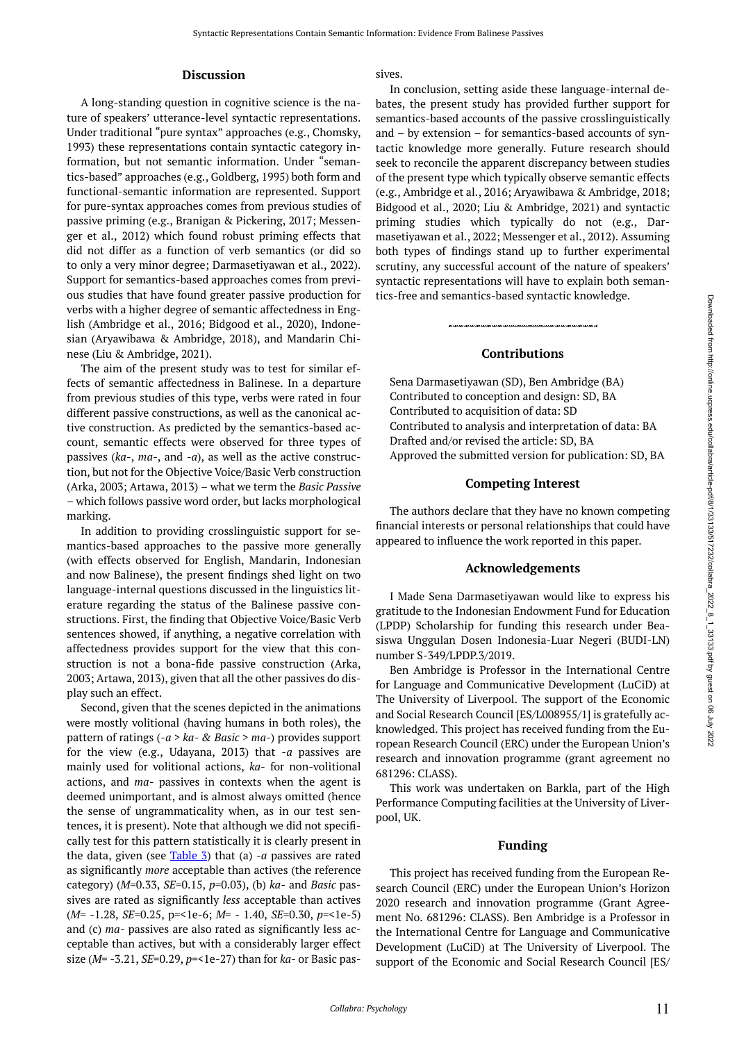## Discussion

A long-standing question in cognitive science is the nature of speakers' utterance-level syntactic representations. Under traditional "pure syntax" approaches (e.g., Chomsky, 1993) these representations contain syntactic category information, but not semantic information. Under "semantics-based" approaches (e.g., Goldberg, 1995) both form and functional-semantic information are represented. Support for pure-syntax approaches comes from previous studies of passive priming (e.g., Branigan & Pickering, 2017; Messenger et al., 2012) which found robust priming effects that did not differ as a function of verb semantics (or did so to only a very minor degree; Darmasetiyawan et al., 2022). Support for semantics-based approaches comes from previous studies that have found greater passive production for verbs with a higher degree of semantic affectedness in English (Ambridge et al., 2016; Bidgood et al., 2020), Indonesian (Aryawibawa & Ambridge, 2018), and Mandarin Chinese (Liu & Ambridge, 2021).

The aim of the present study was to test for similar effects of semantic affectedness in Balinese. In a departure from previous studies of this type, verbs were rated in four different passive constructions, as well as the canonical active construction. As predicted by the semantics-based account, semantic effects were observed for three types of passives (*ka*-, *ma*-, and *-a*), as well as the active construction, but not for the Objective Voice/Basic Verb construction (Arka, 2003; Artawa, 2013) – what we term the *Basic Passive* – which follows passive word order, but lacks morphological marking.

In addition to providing crosslinguistic support for semantics-based approaches to the passive more generally (with effects observed for English, Mandarin, Indonesian and now Balinese), the present findings shed light on two language-internal questions discussed in the linguistics literature regarding the status of the Balinese passive constructions. First, the finding that Objective Voice/Basic Verb sentences showed, if anything, a negative correlation with affectedness provides support for the view that this construction is not a bona-fide passive construction (Arka, 2003; Artawa, 2013), given that all the other passives do display such an effect.

Second, given that the scenes depicted in the animations were mostly volitional (having humans in both roles), the pattern of ratings (*-a* > *ka-* & *Basic* > *ma-*) provides support for the view (e.g., Udayana, 2013) that *-a* passives are mainly used for volitional actions, *ka-* for non-volitional actions, and *ma-* passives in contexts when the agent is deemed unimportant, and is almost always omitted (hence the sense of ungrammaticality when, as in our test sentences, it is present). Note that although we did not specifically test for this pattern statistically it is clearly present in the data, given (see Table 3) that (a) *-a* passives are rated as significantly *more* acceptable than actives (the reference category) ($M$=0.33, $SE$=0.15, $p$=0.03), (b) *ka-* and *Basic* passives are rated as significantly *less* acceptable than actives ($M$= -1.28, $SE$=0.25, p=<1e-6; $M$= - 1.40, $SE$=0.30, $p$=<1e-5) and (c) *ma-* passives are also rated as significantly less acceptable than actives, but with a considerably larger effect size ($M$= -3.21, $SE$=0.29, $p$=<1e-27) than for *ka-* or Basic passives.

In conclusion, setting aside these language-internal debates, the present study has provided further support for semantics-based accounts of the passive crosslinguistically and – by extension – for semantics-based accounts of syntactic knowledge more generally. Future research should seek to reconcile the apparent discrepancy between studies of the present type which typically observe semantic effects (e.g., Ambridge et al., 2016; Aryawibawa & Ambridge, 2018; Bidgood et al., 2020; Liu & Ambridge, 2021) and syntactic priming studies which typically do not (e.g., Darmasetiyawan et al., 2022; Messenger et al., 2012). Assuming both types of findings stand up to further experimental scrutiny, any successful account of the nature of speakers' syntactic representations will have to explain both semantics-free and semantics-based syntactic knowledge.

## Contributions

Sena Darmasetiyawan (SD), Ben Ambridge (BA)
Contributed to conception and design: SD, BA
Contributed to acquisition of data: SD
Contributed to analysis and interpretation of data: BA
Drafted and/or revised the article: SD, BA
Approved the submitted version for publication: SD, BA

## Competing Interest

The authors declare that they have no known competing financial interests or personal relationships that could have appeared to influence the work reported in this paper.

## Acknowledgements

I Made Sena Darmasetiyawan would like to express his gratitude to the Indonesian Endowment Fund for Education (LPDP) Scholarship for funding this research under Beasiswa Unggulan Dosen Indonesia-Luar Negeri (BUDI-LN) number S-349/LPDP.3/2019.

Ben Ambridge is Professor in the International Centre for Language and Communicative Development (LuCiD) at The University of Liverpool. The support of the Economic and Social Research Council [ES/L008955/1] is gratefully acknowledged. This project has received funding from the European Research Council (ERC) under the European Union's research and innovation programme (grant agreement no 681296: CLASS).

This work was undertaken on Barkla, part of the High Performance Computing facilities at the University of Liverpool, UK.

## Funding

This project has received funding from the European Research Council (ERC) under the European Union's Horizon 2020 research and innovation programme (Grant Agreement No. 681296: CLASS). Ben Ambridge is a Professor in the International Centre for Language and Communicative Development (LuCiD) at The University of Liverpool. The support of the Economic and Social Research Council [ES/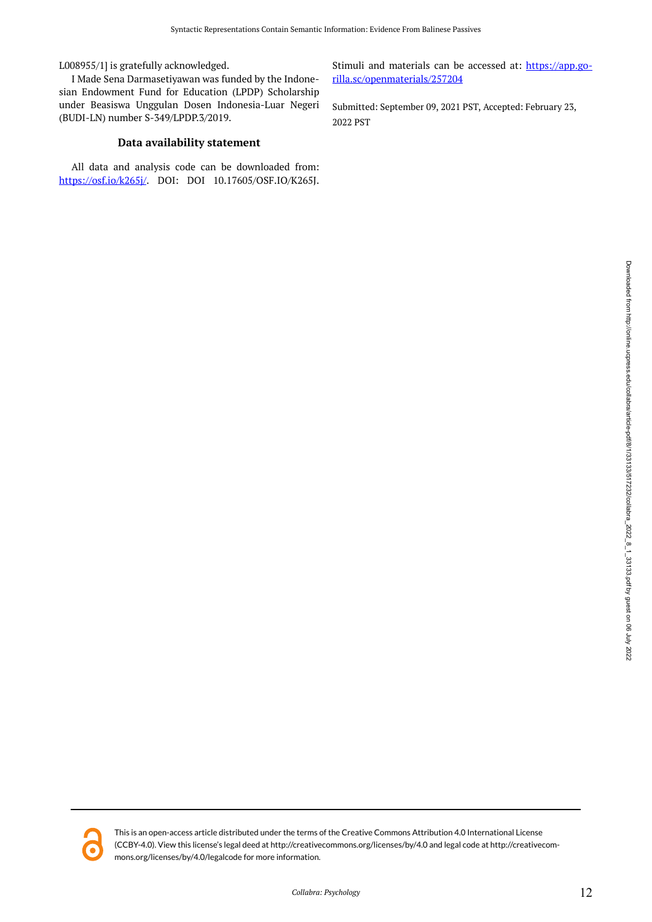L008955/1] is gratefully acknowledged.

I Made Sena Darmasetiyawan was funded by the Indonesian Endowment Fund for Education (LPDP) Scholarship under Beasiswa Unggulan Dosen Indonesia-Luar Negeri (BUDI-LN) number S-349/LPDP.3/2019.

## Data availability statement

All data and analysis code can be downloaded from: https://osf.io/k265j/. DOI: DOI 10.17605/OSF.IO/K265J. Stimuli and materials can be accessed at: https://app.gorilla.sc/openmaterials/257204

Submitted: September 09, 2021 PST, Accepted: February 23, 2022 PST

This is an open-access article distributed under the terms of the Creative Commons Attribution 4.0 International License (CCBY-4.0). View this license's legal deed at http://creativecommons.org/licenses/by/4.0 and legal code at http://creativecommons.org/licenses/by/4.0/legalcode for more information.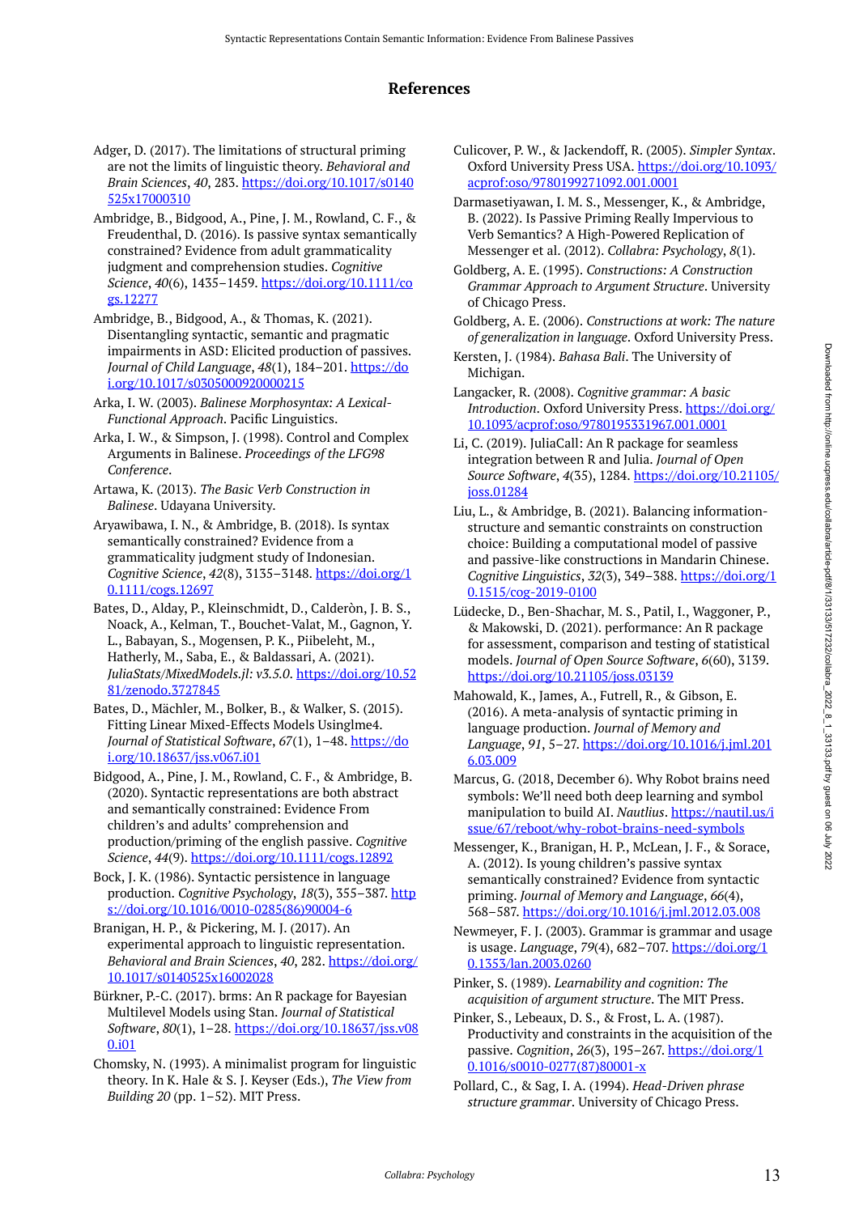## References

Adger, D. (2017). The limitations of structural priming are not the limits of linguistic theory. *Behavioral and Brain Sciences*, *40*, 283. https://doi.org/10.1017/s0140525x17000310

Ambridge, B., Bidgood, A., Pine, J. M., Rowland, C. F., & Freudenthal, D. (2016). Is passive syntax semantically constrained? Evidence from adult grammaticality judgment and comprehension studies. *Cognitive Science*, *40*(6), 1435–1459. https://doi.org/10.1111/cogs.12277

Ambridge, B., Bidgood, A., & Thomas, K. (2021). Disentangling syntactic, semantic and pragmatic impairments in ASD: Elicited production of passives. *Journal of Child Language*, *48*(1), 184–201. https://doi.org/10.1017/s0305000920000215

Arka, I. W. (2003). *Balinese Morphosyntax: A Lexical-Functional Approach*. Pacific Linguistics.

Arka, I. W., & Simpson, J. (1998). Control and Complex Arguments in Balinese. *Proceedings of the LFG98 Conference*.

Artawa, K. (2013). *The Basic Verb Construction in Balinese*. Udayana University.

Aryawibawa, I. N., & Ambridge, B. (2018). Is syntax semantically constrained? Evidence from a grammaticality judgment study of Indonesian. *Cognitive Science*, *42*(8), 3135–3148. https://doi.org/10.1111/cogs.12697

Bates, D., Alday, P., Kleinschmidt, D., Calderòn, J. B. S., Noack, A., Kelman, T., Bouchet-Valat, M., Gagnon, Y. L., Babayan, S., Mogensen, P. K., Piibeleht, M., Hatherly, M., Saba, E., & Baldassari, A. (2021). *JuliaStats/MixedModels.jl: v3.5.0*. https://doi.org/10.5281/zenodo.3727845

Bates, D., Mächler, M., Bolker, B., & Walker, S. (2015). Fitting Linear Mixed-Effects Models Usinglme4. *Journal of Statistical Software*, *67*(1), 1–48. https://doi.org/10.18637/jss.v067.i01

Bidgood, A., Pine, J. M., Rowland, C. F., & Ambridge, B. (2020). Syntactic representations are both abstract and semantically constrained: Evidence From children's and adults' comprehension and production/priming of the english passive. *Cognitive Science*, *44*(9). https://doi.org/10.1111/cogs.12892

Bock, J. K. (1986). Syntactic persistence in language production. *Cognitive Psychology*, *18*(3), 355–387. https://doi.org/10.1016/0010-0285(86)90004-6

Branigan, H. P., & Pickering, M. J. (2017). An experimental approach to linguistic representation. *Behavioral and Brain Sciences*, *40*, 282. https://doi.org/10.1017/s0140525x16002028

Bürkner, P.-C. (2017). brms: An R package for Bayesian Multilevel Models using Stan. *Journal of Statistical Software*, *80*(1), 1–28. https://doi.org/10.18637/jss.v080.i01

Chomsky, N. (1993). A minimalist program for linguistic theory. In K. Hale & S. J. Keyser (Eds.), *The View from Building 20* (pp. 1–52). MIT Press.

Culicover, P. W., & Jackendoff, R. (2005). *Simpler Syntax*. Oxford University Press USA. https://doi.org/10.1093/acprof:oso/9780199271092.001.0001

Darmasetiyawan, I. M. S., Messenger, K., & Ambridge, B. (2022). Is Passive Priming Really Impervious to Verb Semantics? A High-Powered Replication of Messenger et al. (2012). *Collabra: Psychology*, *8*(1).

Goldberg, A. E. (1995). *Constructions: A Construction Grammar Approach to Argument Structure*. University of Chicago Press.

Goldberg, A. E. (2006). *Constructions at work: The nature of generalization in language*. Oxford University Press.

Kersten, J. (1984). *Bahasa Bali*. The University of Michigan.

Langacker, R. (2008). *Cognitive grammar: A basic Introduction*. Oxford University Press. https://doi.org/10.1093/acprof:oso/9780195331967.001.0001

Li, C. (2019). JuliaCall: An R package for seamless integration between R and Julia. *Journal of Open Source Software*, *4*(35), 1284. https://doi.org/10.21105/joss.01284

Liu, L., & Ambridge, B. (2021). Balancing information-structure and semantic constraints on construction choice: Building a computational model of passive and passive-like constructions in Mandarin Chinese. *Cognitive Linguistics*, *32*(3), 349–388. https://doi.org/10.1515/cog-2019-0100

Lüdecke, D., Ben-Shachar, M. S., Patil, I., Waggoner, P., & Makowski, D. (2021). performance: An R package for assessment, comparison and testing of statistical models. *Journal of Open Source Software*, *6*(60), 3139. https://doi.org/10.21105/joss.03139

Mahowald, K., James, A., Futrell, R., & Gibson, E. (2016). A meta-analysis of syntactic priming in language production. *Journal of Memory and Language*, *91*, 5–27. https://doi.org/10.1016/j.jml.2016.03.009

Marcus, G. (2018, December 6). Why Robot brains need symbols: We'll need both deep learning and symbol manipulation to build AI. *Nautilus*. https://nautil.us/issue/67/reboot/why-robot-brains-need-symbols

Messenger, K., Branigan, H. P., McLean, J. F., & Sorace, A. (2012). Is young children's passive syntax semantically constrained? Evidence from syntactic priming. *Journal of Memory and Language*, *66*(4), 568–587. https://doi.org/10.1016/j.jml.2012.03.008

Newmeyer, F. J. (2003). Grammar is grammar and usage is usage. *Language*, *79*(4), 682–707. https://doi.org/10.1353/lan.2003.0260

Pinker, S. (1989). *Learnability and cognition: The acquisition of argument structure*. The MIT Press.

Pinker, S., Lebeaux, D. S., & Frost, L. A. (1987). Productivity and constraints in the acquisition of the passive. *Cognition*, *26*(3), 195–267. https://doi.org/10.1016/s0010-0277(87)80001-x

Pollard, C., & Sag, I. A. (1994). *Head-Driven phrase structure grammar*. University of Chicago Press.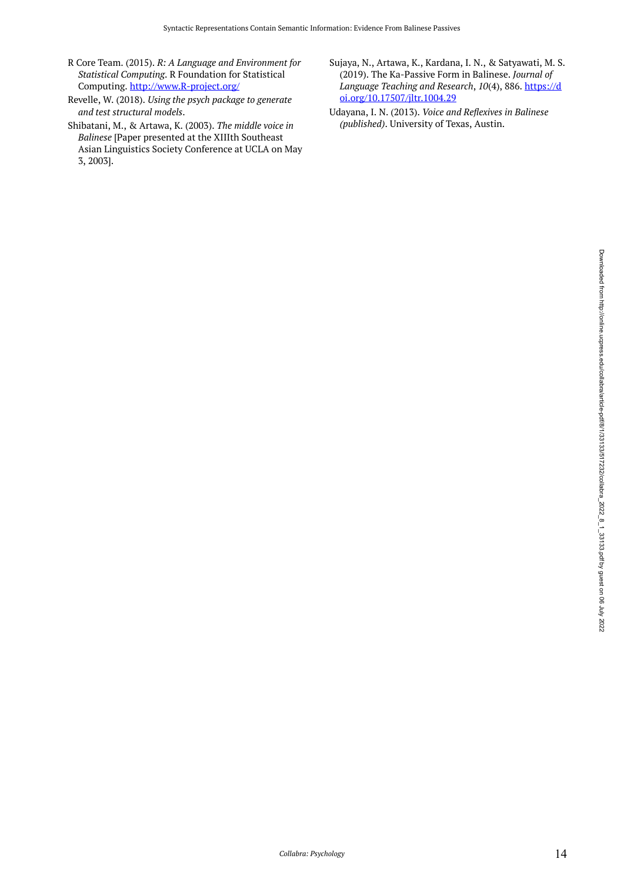R Core Team. (2015). *R: A Language and Environment for Statistical Computing*. R Foundation for Statistical Computing. http://www.R-project.org/

Revelle, W. (2018). *Using the psych package to generate and test structural models*.

Shibatani, M., & Artawa, K. (2003). *The middle voice in Balinese* [Paper presented at the XIIIth Southeast Asian Linguistics Society Conference at UCLA on May 3, 2003].

Sujaya, N., Artawa, K., Kardana, I. N., & Satyawati, M. S. (2019). The Ka-Passive Form in Balinese. *Journal of Language Teaching and Research*, *10*(4), 886. https://doi.org/10.17507/jltr.1004.29

Udayana, I. N. (2013). *Voice and Reflexives in Balinese (published)*. University of Texas, Austin.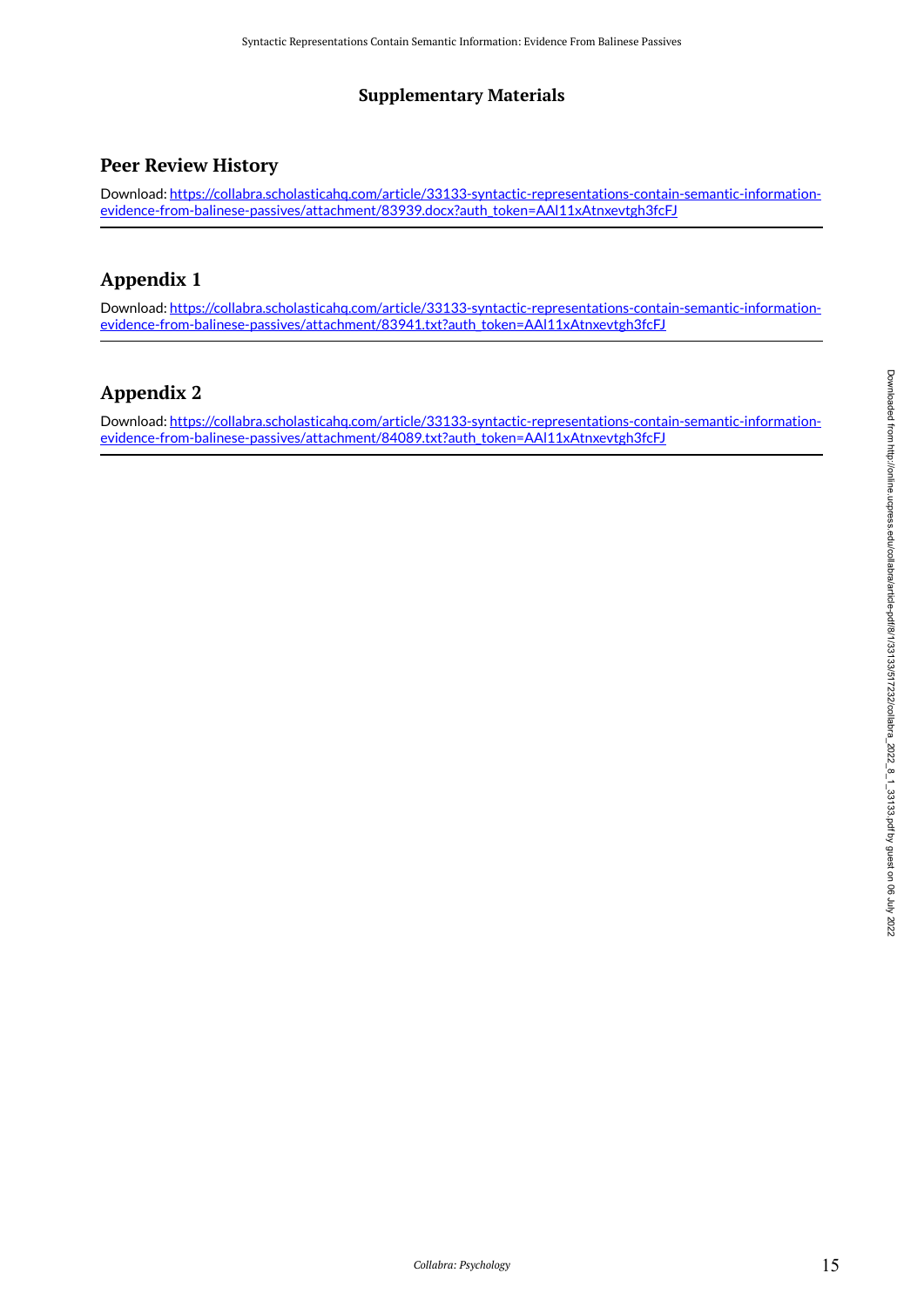## Supplementary Materials

### Peer Review History

Download: https://collabra.scholasticahq.com/article/33133-syntactic-representations-contain-semantic-information-evidence-from-balinese-passives/attachment/83939.docx?auth_token=AAI11xAtnxevtgh3fcFJ

### Appendix 1

Download: https://collabra.scholasticahq.com/article/33133-syntactic-representations-contain-semantic-information-evidence-from-balinese-passives/attachment/83941.txt?auth_token=AAI11xAtnxevtgh3fcFJ

### Appendix 2

Download: https://collabra.scholasticahq.com/article/33133-syntactic-representations-contain-semantic-information-evidence-from-balinese-passives/attachment/84089.txt?auth_token=AAI11xAtnxevtgh3fcFJ